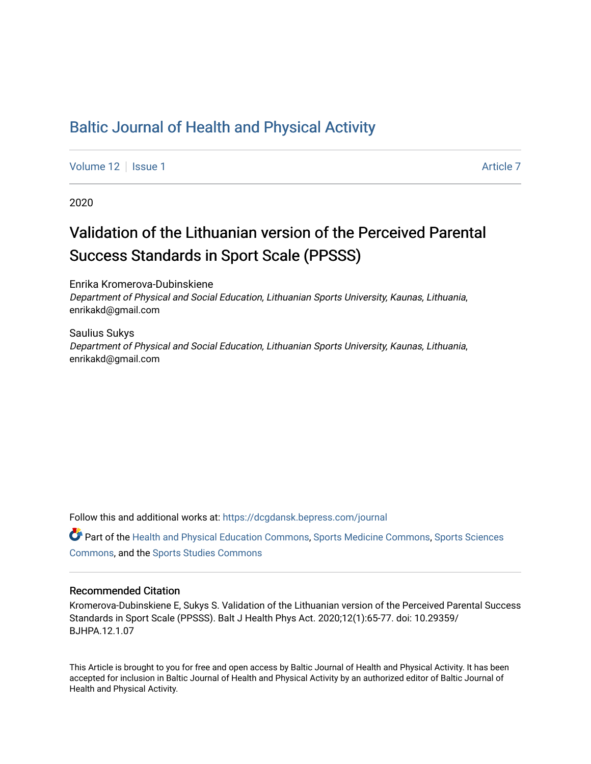# Baltic Journal of Health and Physical Activity

Volume 12 | Issue 1 | Article 7

2020

## Validation of the Lithuanian version of the Perceived Parental Success Standards in Sport Scale (PPSSS)

Enrika Kromerova-Dubinskiene
*Department of Physical and Social Education, Lithuanian Sports University, Kaunas, Lithuania*, enrikakd@gmail.com

Saulius Sukys
*Department of Physical and Social Education, Lithuanian Sports University, Kaunas, Lithuania*, enrikakd@gmail.com

Follow this and additional works at: https://dcgdansk.bepress.com/journal

Part of the Health and Physical Education Commons, Sports Medicine Commons, Sports Sciences Commons, and the Sports Studies Commons

### Recommended Citation

Kromerova-Dubinskiene E, Sukys S. Validation of the Lithuanian version of the Perceived Parental Success Standards in Sport Scale (PPSSS). Balt J Health Phys Act. 2020;12(1):65-77. doi: 10.29359/BJHPA.12.1.07

This Article is brought to you for free and open access by Baltic Journal of Health and Physical Activity. It has been accepted for inclusion in Baltic Journal of Health and Physical Activity by an authorized editor of Baltic Journal of Health and Physical Activity.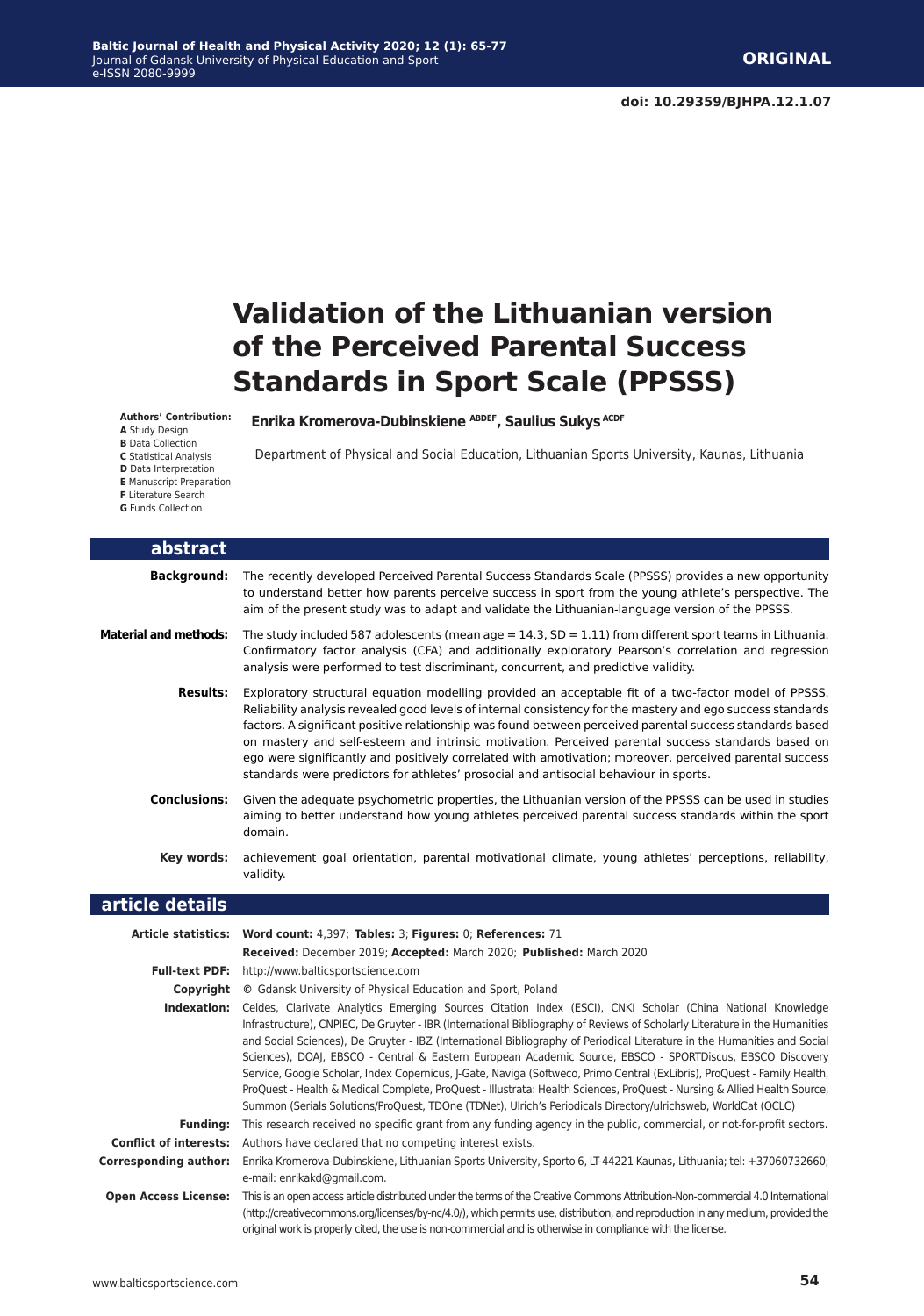doi: 10.29359/BJHPA.12.1.07

# Validation of the Lithuanian version of the Perceived Parental Success Standards in Sport Scale (PPSSS)

**Authors' Contribution:**
**A** Study Design
**B** Data Collection
**C** Statistical Analysis
**D** Data Interpretation
**E** Manuscript Preparation
**F** Literature Search
**G** Funds Collection

**Enrika Kromerova-Dubinskiene** [ABDEF], **Saulius Sukys** [ACDF]

Department of Physical and Social Education, Lithuanian Sports University, Kaunas, Lithuania

## abstract

**Background:** The recently developed Perceived Parental Success Standards Scale (PPSSS) provides a new opportunity to understand better how parents perceive success in sport from the young athlete's perspective. The aim of the present study was to adapt and validate the Lithuanian-language version of the PPSSS.

**Material and methods:** The study included 587 adolescents (mean age = 14.3, SD = 1.11) from different sport teams in Lithuania. Confirmatory factor analysis (CFA) and additionally exploratory Pearson's correlation and regression analysis were performed to test discriminant, concurrent, and predictive validity.

**Results:** Exploratory structural equation modelling provided an acceptable fit of a two-factor model of PPSSS. Reliability analysis revealed good levels of internal consistency for the mastery and ego success standards factors. A significant positive relationship was found between perceived parental success standards based on mastery and self-esteem and intrinsic motivation. Perceived parental success standards based on ego were significantly and positively correlated with amotivation; moreover, perceived parental success standards were predictors for athletes' prosocial and antisocial behaviour in sports.

**Conclusions:** Given the adequate psychometric properties, the Lithuanian version of the PPSSS can be used in studies aiming to better understand how young athletes perceived parental success standards within the sport domain.

**Key words:** achievement goal orientation, parental motivational climate, young athletes' perceptions, reliability, validity.

## article details

**Article statistics:** **Word count:** 4,397; **Tables:** 3; **Figures:** 0; **References:** 71
**Received:** December 2019; **Accepted:** March 2020; **Published:** March 2020

**Full-text PDF:** http://www.balticsportscience.com

**Copyright** © Gdansk University of Physical Education and Sport, Poland

**Indexation:** Celdes, Clarivate Analytics Emerging Sources Citation Index (ESCI), CNKI Scholar (China National Knowledge Infrastructure), CNPIEC, De Gruyter - IBR (International Bibliography of Reviews of Scholarly Literature in the Humanities and Social Sciences), De Gruyter - IBZ (International Bibliography of Periodical Literature in the Humanities and Social Sciences), DOAJ, EBSCO - Central & Eastern European Academic Source, EBSCO - SPORTDiscus, EBSCO Discovery Service, Google Scholar, Index Copernicus, J-Gate, Naviga (Softweco, Primo Central (ExLibris), ProQuest - Family Health, ProQuest - Health & Medical Complete, ProQuest - Illustrata: Health Sciences, ProQuest - Nursing & Allied Health Source, Summon (Serials Solutions/ProQuest, TDOne (TDNet), Ulrich's Periodicals Directory/ulrichsweb, WorldCat (OCLC)

**Funding:** This research received no specific grant from any funding agency in the public, commercial, or not-for-profit sectors.

**Conflict of interests:** Authors have declared that no competing interest exists.

**Corresponding author:** Enrika Kromerova-Dubinskiene, Lithuanian Sports University, Sporto 6, LT-44221 Kaunas, Lithuania; tel: +37060732660; e-mail: enrikakd@gmail.com.

**Open Access License:** This is an open access article distributed under the terms of the Creative Commons Attribution-Non-commercial 4.0 International (http://creativecommons.org/licenses/by-nc/4.0/), which permits use, distribution, and reproduction in any medium, provided the original work is properly cited, the use is non-commercial and is otherwise in compliance with the license.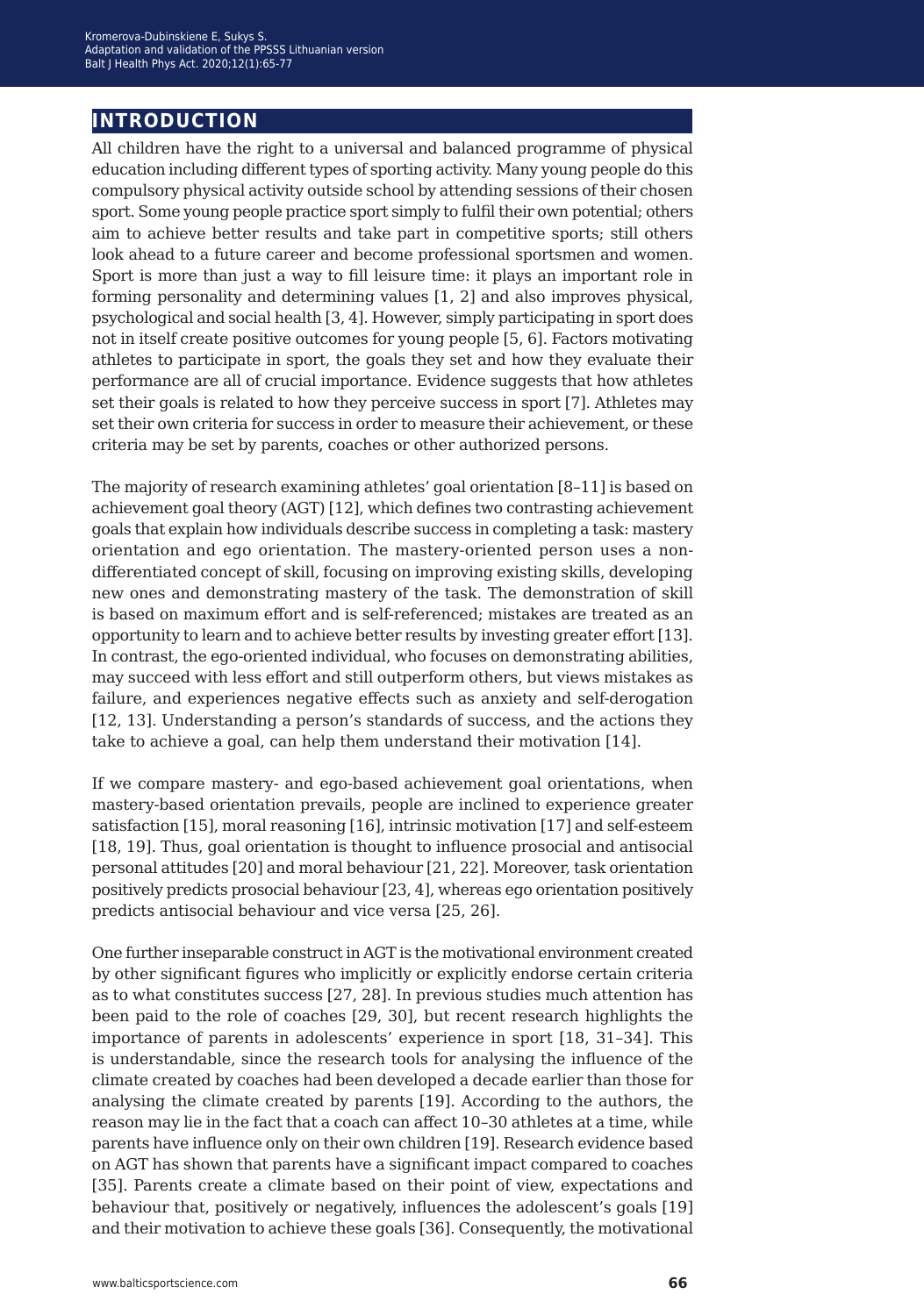## INTRODUCTION

All children have the right to a universal and balanced programme of physical education including different types of sporting activity. Many young people do this compulsory physical activity outside school by attending sessions of their chosen sport. Some young people practice sport simply to fulfil their own potential; others aim to achieve better results and take part in competitive sports; still others look ahead to a future career and become professional sportsmen and women. Sport is more than just a way to fill leisure time: it plays an important role in forming personality and determining values [1, 2] and also improves physical, psychological and social health [3, 4]. However, simply participating in sport does not in itself create positive outcomes for young people [5, 6]. Factors motivating athletes to participate in sport, the goals they set and how they evaluate their performance are all of crucial importance. Evidence suggests that how athletes set their goals is related to how they perceive success in sport [7]. Athletes may set their own criteria for success in order to measure their achievement, or these criteria may be set by parents, coaches or other authorized persons.

The majority of research examining athletes' goal orientation [8–11] is based on achievement goal theory (AGT) [12], which defines two contrasting achievement goals that explain how individuals describe success in completing a task: mastery orientation and ego orientation. The mastery-oriented person uses a non-differentiated concept of skill, focusing on improving existing skills, developing new ones and demonstrating mastery of the task. The demonstration of skill is based on maximum effort and is self-referenced; mistakes are treated as an opportunity to learn and to achieve better results by investing greater effort [13]. In contrast, the ego-oriented individual, who focuses on demonstrating abilities, may succeed with less effort and still outperform others, but views mistakes as failure, and experiences negative effects such as anxiety and self-derogation [12, 13]. Understanding a person's standards of success, and the actions they take to achieve a goal, can help them understand their motivation [14].

If we compare mastery- and ego-based achievement goal orientations, when mastery-based orientation prevails, people are inclined to experience greater satisfaction [15], moral reasoning [16], intrinsic motivation [17] and self-esteem [18, 19]. Thus, goal orientation is thought to influence prosocial and antisocial personal attitudes [20] and moral behaviour [21, 22]. Moreover, task orientation positively predicts prosocial behaviour [23, 4], whereas ego orientation positively predicts antisocial behaviour and vice versa [25, 26].

One further inseparable construct in AGT is the motivational environment created by other significant figures who implicitly or explicitly endorse certain criteria as to what constitutes success [27, 28]. In previous studies much attention has been paid to the role of coaches [29, 30], but recent research highlights the importance of parents in adolescents' experience in sport [18, 31–34]. This is understandable, since the research tools for analysing the influence of the climate created by coaches had been developed a decade earlier than those for analysing the climate created by parents [19]. According to the authors, the reason may lie in the fact that a coach can affect 10–30 athletes at a time, while parents have influence only on their own children [19]. Research evidence based on AGT has shown that parents have a significant impact compared to coaches [35]. Parents create a climate based on their point of view, expectations and behaviour that, positively or negatively, influences the adolescent's goals [19] and their motivation to achieve these goals [36]. Consequently, the motivational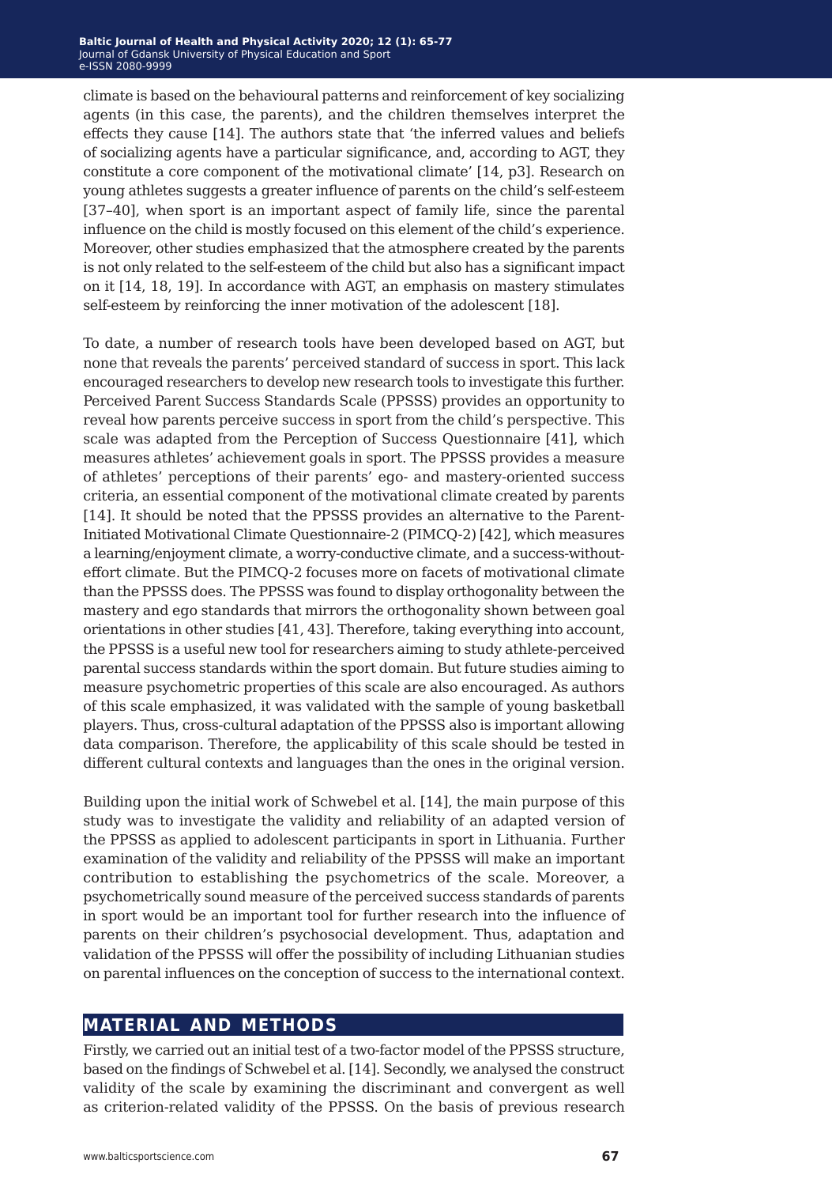climate is based on the behavioural patterns and reinforcement of key socializing agents (in this case, the parents), and the children themselves interpret the effects they cause [14]. The authors state that 'the inferred values and beliefs of socializing agents have a particular significance, and, according to AGT, they constitute a core component of the motivational climate' [14, p3]. Research on young athletes suggests a greater influence of parents on the child's self-esteem [37–40], when sport is an important aspect of family life, since the parental influence on the child is mostly focused on this element of the child's experience. Moreover, other studies emphasized that the atmosphere created by the parents is not only related to the self-esteem of the child but also has a significant impact on it [14, 18, 19]. In accordance with AGT, an emphasis on mastery stimulates self-esteem by reinforcing the inner motivation of the adolescent [18].

To date, a number of research tools have been developed based on AGT, but none that reveals the parents' perceived standard of success in sport. This lack encouraged researchers to develop new research tools to investigate this further. Perceived Parent Success Standards Scale (PPSSS) provides an opportunity to reveal how parents perceive success in sport from the child's perspective. This scale was adapted from the Perception of Success Questionnaire [41], which measures athletes' achievement goals in sport. The PPSSS provides a measure of athletes' perceptions of their parents' ego- and mastery-oriented success criteria, an essential component of the motivational climate created by parents [14]. It should be noted that the PPSSS provides an alternative to the Parent-Initiated Motivational Climate Questionnaire-2 (PIMCQ-2) [42], which measures a learning/enjoyment climate, a worry-conductive climate, and a success-without-effort climate. But the PIMCQ-2 focuses more on facets of motivational climate than the PPSSS does. The PPSSS was found to display orthogonality between the mastery and ego standards that mirrors the orthogonality shown between goal orientations in other studies [41, 43]. Therefore, taking everything into account, the PPSSS is a useful new tool for researchers aiming to study athlete-perceived parental success standards within the sport domain. But future studies aiming to measure psychometric properties of this scale are also encouraged. As authors of this scale emphasized, it was validated with the sample of young basketball players. Thus, cross-cultural adaptation of the PPSSS also is important allowing data comparison. Therefore, the applicability of this scale should be tested in different cultural contexts and languages than the ones in the original version.

Building upon the initial work of Schwebel et al. [14], the main purpose of this study was to investigate the validity and reliability of an adapted version of the PPSSS as applied to adolescent participants in sport in Lithuania. Further examination of the validity and reliability of the PPSSS will make an important contribution to establishing the psychometrics of the scale. Moreover, a psychometrically sound measure of the perceived success standards of parents in sport would be an important tool for further research into the influence of parents on their children's psychosocial development. Thus, adaptation and validation of the PPSSS will offer the possibility of including Lithuanian studies on parental influences on the conception of success to the international context.

## MATERIAL AND METHODS

Firstly, we carried out an initial test of a two-factor model of the PPSSS structure, based on the findings of Schwebel et al. [14]. Secondly, we analysed the construct validity of the scale by examining the discriminant and convergent as well as criterion-related validity of the PPSSS. On the basis of previous research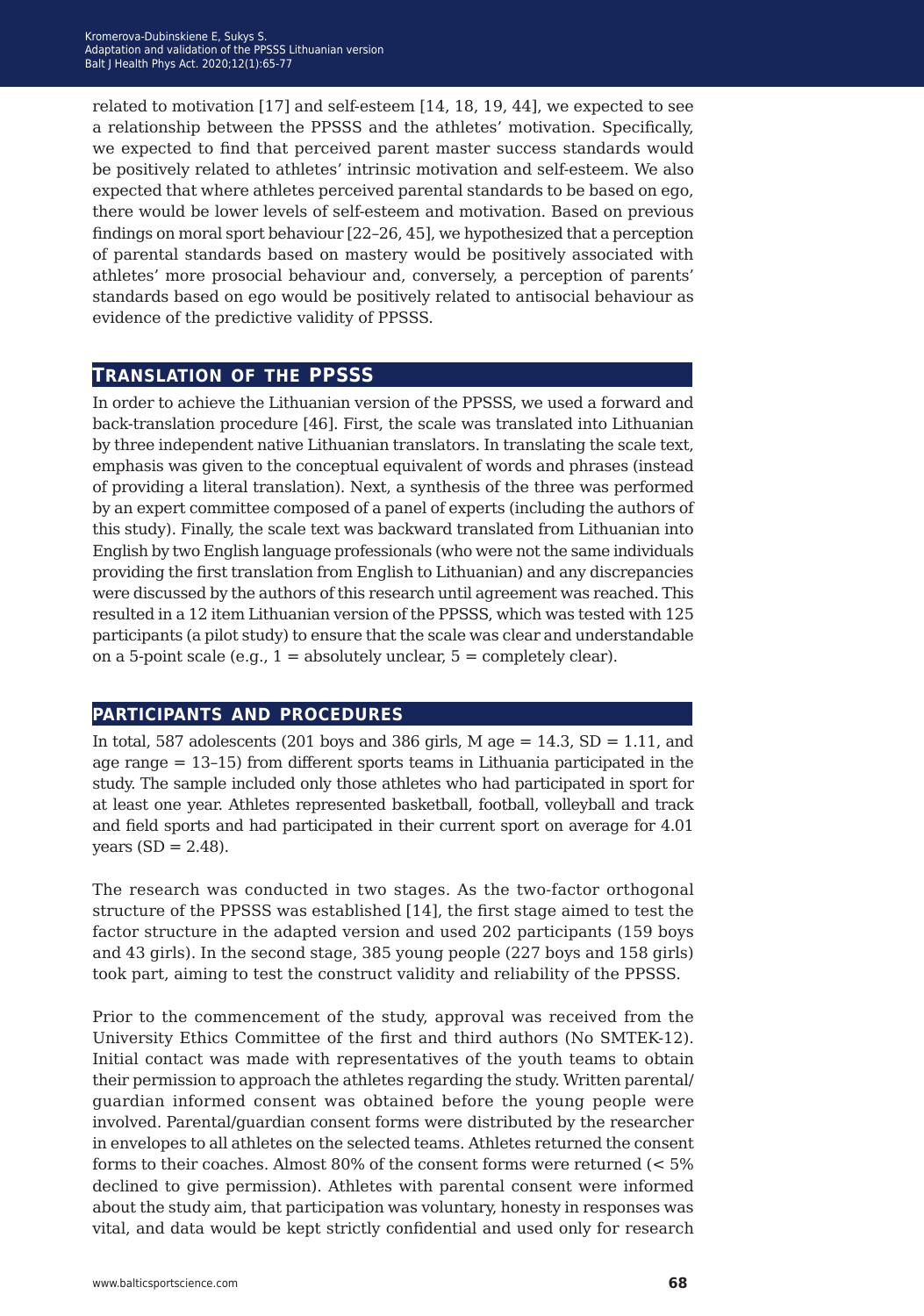related to motivation [17] and self-esteem [14, 18, 19, 44], we expected to see a relationship between the PPSSS and the athletes' motivation. Specifically, we expected to find that perceived parent master success standards would be positively related to athletes' intrinsic motivation and self-esteem. We also expected that where athletes perceived parental standards to be based on ego, there would be lower levels of self-esteem and motivation. Based on previous findings on moral sport behaviour [22–26, 45], we hypothesized that a perception of parental standards based on mastery would be positively associated with athletes' more prosocial behaviour and, conversely, a perception of parents' standards based on ego would be positively related to antisocial behaviour as evidence of the predictive validity of PPSSS.

## Translation of the PPSSS

In order to achieve the Lithuanian version of the PPSSS, we used a forward and back-translation procedure [46]. First, the scale was translated into Lithuanian by three independent native Lithuanian translators. In translating the scale text, emphasis was given to the conceptual equivalent of words and phrases (instead of providing a literal translation). Next, a synthesis of the three was performed by an expert committee composed of a panel of experts (including the authors of this study). Finally, the scale text was backward translated from Lithuanian into English by two English language professionals (who were not the same individuals providing the first translation from English to Lithuanian) and any discrepancies were discussed by the authors of this research until agreement was reached. This resulted in a 12 item Lithuanian version of the PPSSS, which was tested with 125 participants (a pilot study) to ensure that the scale was clear and understandable on a 5-point scale (e.g., 1 = absolutely unclear, 5 = completely clear).

## Participants and procedures

In total, 587 adolescents (201 boys and 386 girls, M age = 14.3, SD = 1.11, and age range = 13–15) from different sports teams in Lithuania participated in the study. The sample included only those athletes who had participated in sport for at least one year. Athletes represented basketball, football, volleyball and track and field sports and had participated in their current sport on average for 4.01 years (SD = 2.48).

The research was conducted in two stages. As the two-factor orthogonal structure of the PPSSS was established [14], the first stage aimed to test the factor structure in the adapted version and used 202 participants (159 boys and 43 girls). In the second stage, 385 young people (227 boys and 158 girls) took part, aiming to test the construct validity and reliability of the PPSSS.

Prior to the commencement of the study, approval was received from the University Ethics Committee of the first and third authors (No SMTEK-12). Initial contact was made with representatives of the youth teams to obtain their permission to approach the athletes regarding the study. Written parental/guardian informed consent was obtained before the young people were involved. Parental/guardian consent forms were distributed by the researcher in envelopes to all athletes on the selected teams. Athletes returned the consent forms to their coaches. Almost 80% of the consent forms were returned (< 5% declined to give permission). Athletes with parental consent were informed about the study aim, that participation was voluntary, honesty in responses was vital, and data would be kept strictly confidential and used only for research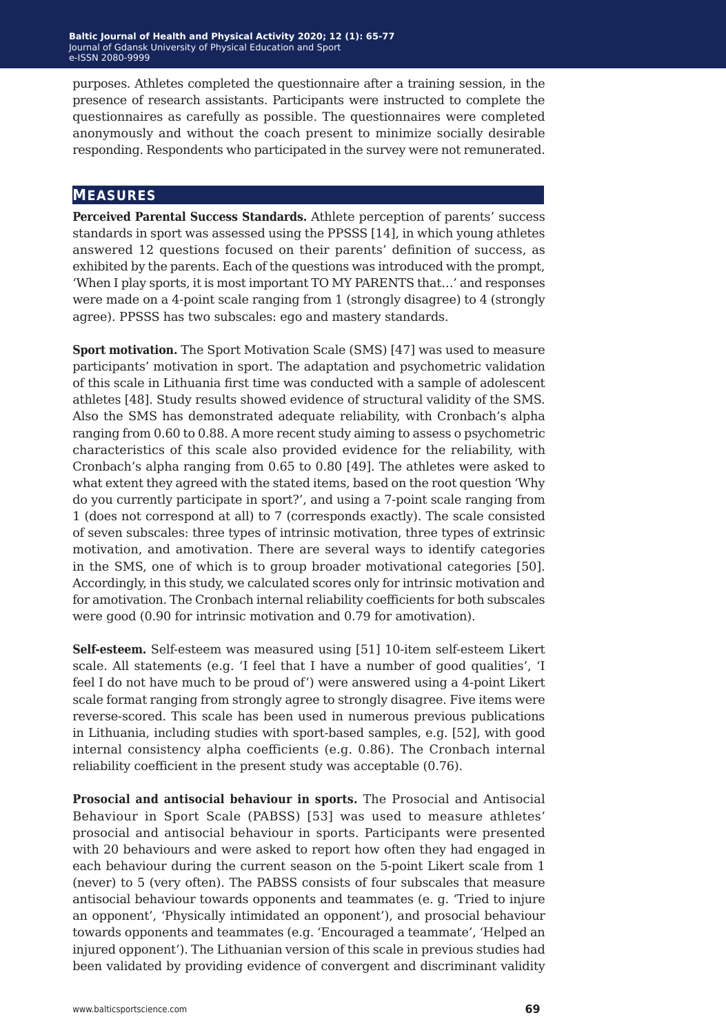purposes. Athletes completed the questionnaire after a training session, in the presence of research assistants. Participants were instructed to complete the questionnaires as carefully as possible. The questionnaires were completed anonymously and without the coach present to minimize socially desirable responding. Respondents who participated in the survey were not remunerated.

## Measures

**Perceived Parental Success Standards.** Athlete perception of parents' success standards in sport was assessed using the PPSSS [14], in which young athletes answered 12 questions focused on their parents' definition of success, as exhibited by the parents. Each of the questions was introduced with the prompt, 'When I play sports, it is most important TO MY PARENTS that…' and responses were made on a 4-point scale ranging from 1 (strongly disagree) to 4 (strongly agree). PPSSS has two subscales: ego and mastery standards.

**Sport motivation.** The Sport Motivation Scale (SMS) [47] was used to measure participants' motivation in sport. The adaptation and psychometric validation of this scale in Lithuania first time was conducted with a sample of adolescent athletes [48]. Study results showed evidence of structural validity of the SMS. Also the SMS has demonstrated adequate reliability, with Cronbach's alpha ranging from 0.60 to 0.88. A more recent study aiming to assess o psychometric characteristics of this scale also provided evidence for the reliability, with Cronbach's alpha ranging from 0.65 to 0.80 [49]. The athletes were asked to what extent they agreed with the stated items, based on the root question 'Why do you currently participate in sport?', and using a 7-point scale ranging from 1 (does not correspond at all) to 7 (corresponds exactly). The scale consisted of seven subscales: three types of intrinsic motivation, three types of extrinsic motivation, and amotivation. There are several ways to identify categories in the SMS, one of which is to group broader motivational categories [50]. Accordingly, in this study, we calculated scores only for intrinsic motivation and for amotivation. The Cronbach internal reliability coefficients for both subscales were good (0.90 for intrinsic motivation and 0.79 for amotivation).

**Self-esteem.** Self-esteem was measured using [51] 10-item self-esteem Likert scale. All statements (e.g. 'I feel that I have a number of good qualities', 'I feel I do not have much to be proud of') were answered using a 4-point Likert scale format ranging from strongly agree to strongly disagree. Five items were reverse-scored. This scale has been used in numerous previous publications in Lithuania, including studies with sport-based samples, e.g. [52], with good internal consistency alpha coefficients (e.g. 0.86). The Cronbach internal reliability coefficient in the present study was acceptable (0.76).

**Prosocial and antisocial behaviour in sports.** The Prosocial and Antisocial Behaviour in Sport Scale (PABSS) [53] was used to measure athletes' prosocial and antisocial behaviour in sports. Participants were presented with 20 behaviours and were asked to report how often they had engaged in each behaviour during the current season on the 5-point Likert scale from 1 (never) to 5 (very often). The PABSS consists of four subscales that measure antisocial behaviour towards opponents and teammates (e. g. 'Tried to injure an opponent', 'Physically intimidated an opponent'), and prosocial behaviour towards opponents and teammates (e.g. 'Encouraged a teammate', 'Helped an injured opponent'). The Lithuanian version of this scale in previous studies had been validated by providing evidence of convergent and discriminant validity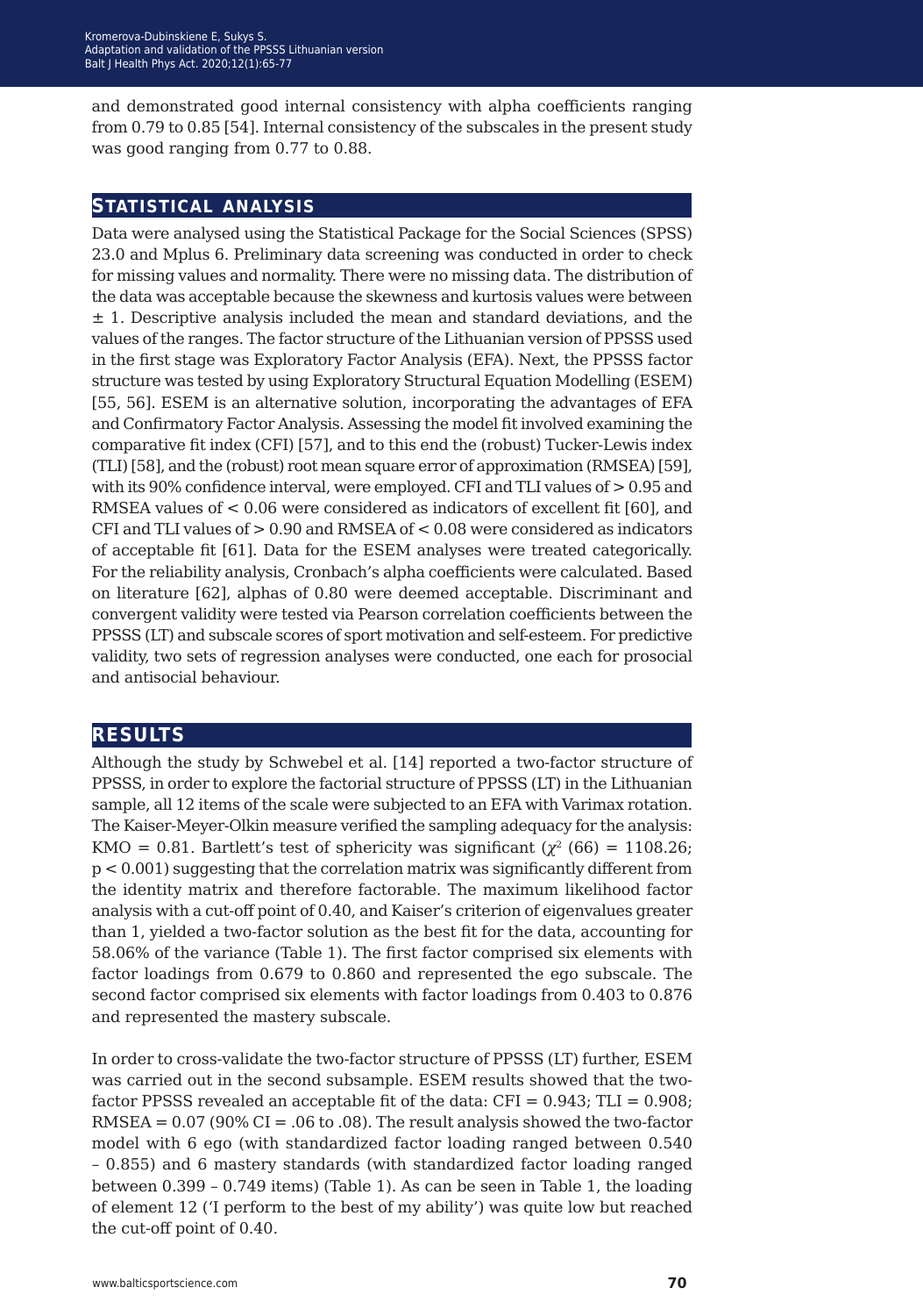and demonstrated good internal consistency with alpha coefficients ranging from 0.79 to 0.85 [54]. Internal consistency of the subscales in the present study was good ranging from 0.77 to 0.88.

## Statistical analysis

Data were analysed using the Statistical Package for the Social Sciences (SPSS) 23.0 and Mplus 6. Preliminary data screening was conducted in order to check for missing values and normality. There were no missing data. The distribution of the data was acceptable because the skewness and kurtosis values were between ± 1. Descriptive analysis included the mean and standard deviations, and the values of the ranges. The factor structure of the Lithuanian version of PPSSS used in the first stage was Exploratory Factor Analysis (EFA). Next, the PPSSS factor structure was tested by using Exploratory Structural Equation Modelling (ESEM) [55, 56]. ESEM is an alternative solution, incorporating the advantages of EFA and Confirmatory Factor Analysis. Assessing the model fit involved examining the comparative fit index (CFI) [57], and to this end the (robust) Tucker-Lewis index (TLI) [58], and the (robust) root mean square error of approximation (RMSEA) [59], with its 90% confidence interval, were employed. CFI and TLI values of > 0.95 and RMSEA values of < 0.06 were considered as indicators of excellent fit [60], and CFI and TLI values of > 0.90 and RMSEA of < 0.08 were considered as indicators of acceptable fit [61]. Data for the ESEM analyses were treated categorically. For the reliability analysis, Cronbach's alpha coefficients were calculated. Based on literature [62], alphas of 0.80 were deemed acceptable. Discriminant and convergent validity were tested via Pearson correlation coefficients between the PPSSS (LT) and subscale scores of sport motivation and self-esteem. For predictive validity, two sets of regression analyses were conducted, one each for prosocial and antisocial behaviour.

## Results

Although the study by Schwebel et al. [14] reported a two-factor structure of PPSSS, in order to explore the factorial structure of PPSSS (LT) in the Lithuanian sample, all 12 items of the scale were subjected to an EFA with Varimax rotation. The Kaiser-Meyer-Olkin measure verified the sampling adequacy for the analysis: KMO = 0.81. Bartlett's test of sphericity was significant ($\chi^2$ (66) = 1108.26; $p < 0.001$) suggesting that the correlation matrix was significantly different from the identity matrix and therefore factorable. The maximum likelihood factor analysis with a cut-off point of 0.40, and Kaiser's criterion of eigenvalues greater than 1, yielded a two-factor solution as the best fit for the data, accounting for 58.06% of the variance (Table 1). The first factor comprised six elements with factor loadings from 0.679 to 0.860 and represented the ego subscale. The second factor comprised six elements with factor loadings from 0.403 to 0.876 and represented the mastery subscale.

In order to cross-validate the two-factor structure of PPSSS (LT) further, ESEM was carried out in the second subsample. ESEM results showed that the two-factor PPSSS revealed an acceptable fit of the data: CFI = 0.943; TLI = 0.908; RMSEA = 0.07 (90% CI = .06 to .08). The result analysis showed the two-factor model with 6 ego (with standardized factor loading ranged between 0.540 – 0.855) and 6 mastery standards (with standardized factor loading ranged between 0.399 – 0.749 items) (Table 1). As can be seen in Table 1, the loading of element 12 ('I perform to the best of my ability') was quite low but reached the cut-off point of 0.40.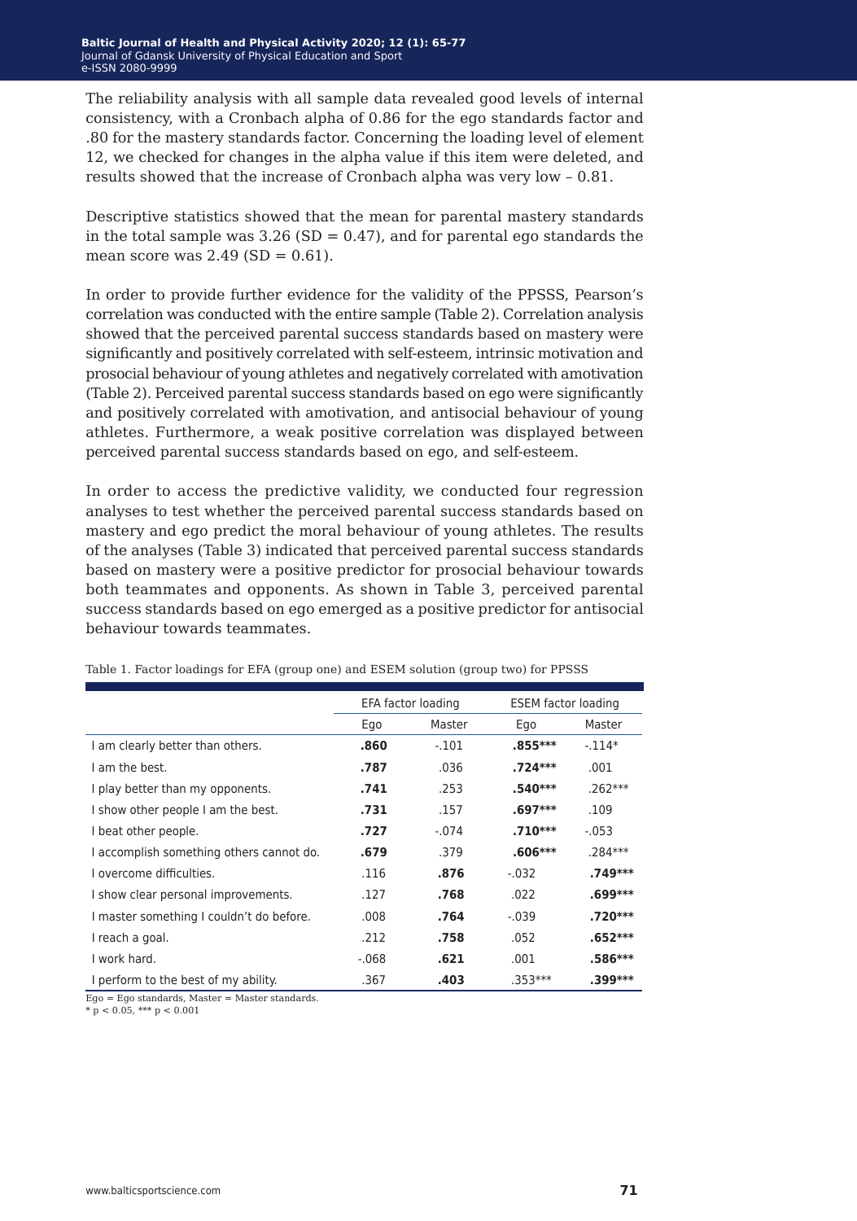The reliability analysis with all sample data revealed good levels of internal consistency, with a Cronbach alpha of 0.86 for the ego standards factor and .80 for the mastery standards factor. Concerning the loading level of element 12, we checked for changes in the alpha value if this item were deleted, and results showed that the increase of Cronbach alpha was very low – 0.81.

Descriptive statistics showed that the mean for parental mastery standards in the total sample was 3.26 (SD = 0.47), and for parental ego standards the mean score was 2.49 (SD = 0.61).

In order to provide further evidence for the validity of the PPSSS, Pearson's correlation was conducted with the entire sample (Table 2). Correlation analysis showed that the perceived parental success standards based on mastery were significantly and positively correlated with self-esteem, intrinsic motivation and prosocial behaviour of young athletes and negatively correlated with amotivation (Table 2). Perceived parental success standards based on ego were significantly and positively correlated with amotivation, and antisocial behaviour of young athletes. Furthermore, a weak positive correlation was displayed between perceived parental success standards based on ego, and self-esteem.

In order to access the predictive validity, we conducted four regression analyses to test whether the perceived parental success standards based on mastery and ego predict the moral behaviour of young athletes. The results of the analyses (Table 3) indicated that perceived parental success standards based on mastery were a positive predictor for prosocial behaviour towards both teammates and opponents. As shown in Table 3, perceived parental success standards based on ego emerged as a positive predictor for antisocial behaviour towards teammates.

Table 1. Factor loadings for EFA (group one) and ESEM solution (group two) for PPSSS

| | EFA factor loading | | ESEM factor loading | |
|---|---|---|---|---|
| | Ego | Master | Ego | Master |
| I am clearly better than others. | **.860** | -.101 | **.855*** ** | -.114* |
| I am the best. | **.787** | .036 | **.724*** ** | .001 |
| I play better than my opponents. | **.741** | .253 | **.540*** ** | .262*** |
| I show other people I am the best. | **.731** | .157 | **.697*** ** | .109 |
| I beat other people. | **.727** | -.074 | **.710*** ** | -.053 |
| I accomplish something others cannot do. | **.679** | .379 | **.606*** ** | .284*** |
| I overcome difficulties. | .116 | **.876** | -.032 | **.749*** ** |
| I show clear personal improvements. | .127 | **.768** | .022 | **.699*** ** |
| I master something I couldn't do before. | .008 | **.764** | -.039 | **.720*** ** |
| I reach a goal. | .212 | **.758** | .052 | **.652*** ** |
| I work hard. | -.068 | **.621** | .001 | **.586*** ** |
| I perform to the best of my ability. | .367 | **.403** | .353*** | **.399*** ** |

Ego = Ego standards, Master = Master standards.
* $p < 0.05$, *** $p < 0.001$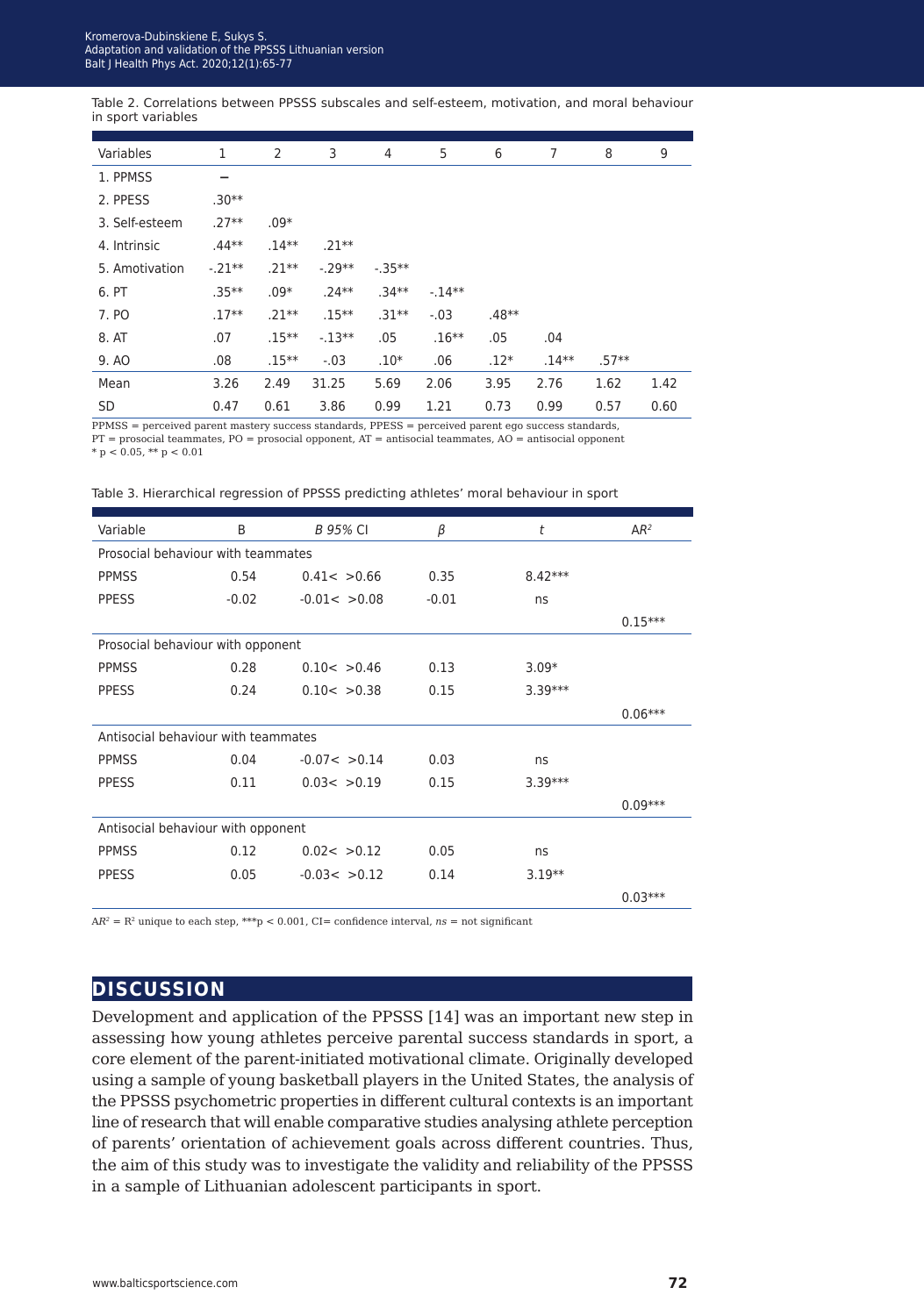Table 2. Correlations between PPSSS subscales and self-esteem, motivation, and moral behaviour in sport variables

| Variables | 1 | 2 | 3 | 4 | 5 | 6 | 7 | 8 | 9 |
|---|---|---|---|---|---|---|---|---|---|
| 1. PPMSS | – | | | | | | | | |
| 2. PPESS | .30** | | | | | | | | |
| 3. Self-esteem | .27** | .09* | | | | | | | |
| 4. Intrinsic | .44** | .14** | .21** | | | | | | |
| 5. Amotivation | -.21** | .21** | -.29** | -.35** | | | | | |
| 6. PT | .35** | .09* | .24** | .34** | -.14** | | | | |
| 7. PO | .17** | .21** | .15** | .31** | -.03 | .48** | | | |
| 8. AT | .07 | .15** | -.13** | .05 | .16** | .05 | .04 | | |
| 9. AO | .08 | .15** | -.03 | .10* | .06 | .12* | .14** | .57** | |
| Mean | 3.26 | 2.49 | 31.25 | 5.69 | 2.06 | 3.95 | 2.76 | 1.62 | 1.42 |
| SD | 0.47 | 0.61 | 3.86 | 0.99 | 1.21 | 0.73 | 0.99 | 0.57 | 0.60 |

PPMSS = perceived parent mastery success standards, PPESS = perceived parent ego success standards,
PT = prosocial teammates, PO = prosocial opponent, AT = antisocial teammates, AO = antisocial opponent
* $p < 0.05$, ** $p < 0.01$

Table 3. Hierarchical regression of PPSSS predicting athletes' moral behaviour in sport

| Variable | B | *B 95% CI* | *β* | *t* | $AR^2$ |
|---|---|---|---|---|---|
| Prosocial behaviour with teammates | | | | | |
| PPMSS | 0.54 | 0.41< >0.66 | 0.35 | 8.42*** | |
| PPESS | -0.02 | -0.01< >0.08 | -0.01 | ns | |
| | | | | | 0.15*** |
| Prosocial behaviour with opponent | | | | | |
| PPMSS | 0.28 | 0.10< >0.46 | 0.13 | 3.09* | |
| PPESS | 0.24 | 0.10< >0.38 | 0.15 | 3.39*** | |
| | | | | | 0.06*** |
| Antisocial behaviour with teammates | | | | | |
| PPMSS | 0.04 | -0.07< >0.14 | 0.03 | ns | |
| PPESS | 0.11 | 0.03< >0.19 | 0.15 | 3.39*** | |
| | | | | | 0.09*** |
| Antisocial behaviour with opponent | | | | | |
| PPMSS | 0.12 | 0.02< >0.12 | 0.05 | ns | |
| PPESS | 0.05 | -0.03< >0.12 | 0.14 | 3.19** | |
| | | | | | 0.03*** |

$AR^2 = R^2$ unique to each step, ***$p < 0.001$, CI= confidence interval, *ns* = not significant

## DISCUSSION

Development and application of the PPSSS [14] was an important new step in assessing how young athletes perceive parental success standards in sport, a core element of the parent-initiated motivational climate. Originally developed using a sample of young basketball players in the United States, the analysis of the PPSSS psychometric properties in different cultural contexts is an important line of research that will enable comparative studies analysing athlete perception of parents' orientation of achievement goals across different countries. Thus, the aim of this study was to investigate the validity and reliability of the PPSSS in a sample of Lithuanian adolescent participants in sport.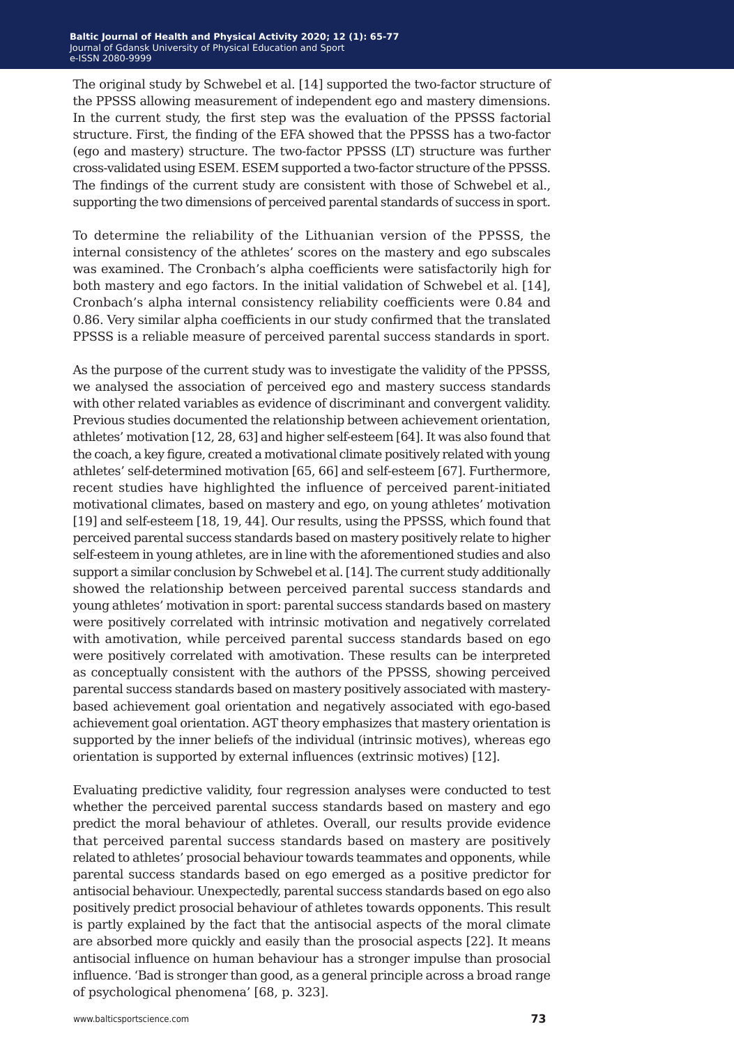The original study by Schwebel et al. [14] supported the two-factor structure of the PPSSS allowing measurement of independent ego and mastery dimensions. In the current study, the first step was the evaluation of the PPSSS factorial structure. First, the finding of the EFA showed that the PPSSS has a two-factor (ego and mastery) structure. The two-factor PPSSS (LT) structure was further cross-validated using ESEM. ESEM supported a two-factor structure of the PPSSS. The findings of the current study are consistent with those of Schwebel et al., supporting the two dimensions of perceived parental standards of success in sport.

To determine the reliability of the Lithuanian version of the PPSSS, the internal consistency of the athletes' scores on the mastery and ego subscales was examined. The Cronbach's alpha coefficients were satisfactorily high for both mastery and ego factors. In the initial validation of Schwebel et al. [14], Cronbach's alpha internal consistency reliability coefficients were 0.84 and 0.86. Very similar alpha coefficients in our study confirmed that the translated PPSSS is a reliable measure of perceived parental success standards in sport.

As the purpose of the current study was to investigate the validity of the PPSSS, we analysed the association of perceived ego and mastery success standards with other related variables as evidence of discriminant and convergent validity. Previous studies documented the relationship between achievement orientation, athletes' motivation [12, 28, 63] and higher self-esteem [64]. It was also found that the coach, a key figure, created a motivational climate positively related with young athletes' self-determined motivation [65, 66] and self-esteem [67]. Furthermore, recent studies have highlighted the influence of perceived parent-initiated motivational climates, based on mastery and ego, on young athletes' motivation [19] and self-esteem [18, 19, 44]. Our results, using the PPSSS, which found that perceived parental success standards based on mastery positively relate to higher self-esteem in young athletes, are in line with the aforementioned studies and also support a similar conclusion by Schwebel et al. [14]. The current study additionally showed the relationship between perceived parental success standards and young athletes' motivation in sport: parental success standards based on mastery were positively correlated with intrinsic motivation and negatively correlated with amotivation, while perceived parental success standards based on ego were positively correlated with amotivation. These results can be interpreted as conceptually consistent with the authors of the PPSSS, showing perceived parental success standards based on mastery positively associated with mastery-based achievement goal orientation and negatively associated with ego-based achievement goal orientation. AGT theory emphasizes that mastery orientation is supported by the inner beliefs of the individual (intrinsic motives), whereas ego orientation is supported by external influences (extrinsic motives) [12].

Evaluating predictive validity, four regression analyses were conducted to test whether the perceived parental success standards based on mastery and ego predict the moral behaviour of athletes. Overall, our results provide evidence that perceived parental success standards based on mastery are positively related to athletes' prosocial behaviour towards teammates and opponents, while parental success standards based on ego emerged as a positive predictor for antisocial behaviour. Unexpectedly, parental success standards based on ego also positively predict prosocial behaviour of athletes towards opponents. This result is partly explained by the fact that the antisocial aspects of the moral climate are absorbed more quickly and easily than the prosocial aspects [22]. It means antisocial influence on human behaviour has a stronger impulse than prosocial influence. 'Bad is stronger than good, as a general principle across a broad range of psychological phenomena' [68, p. 323].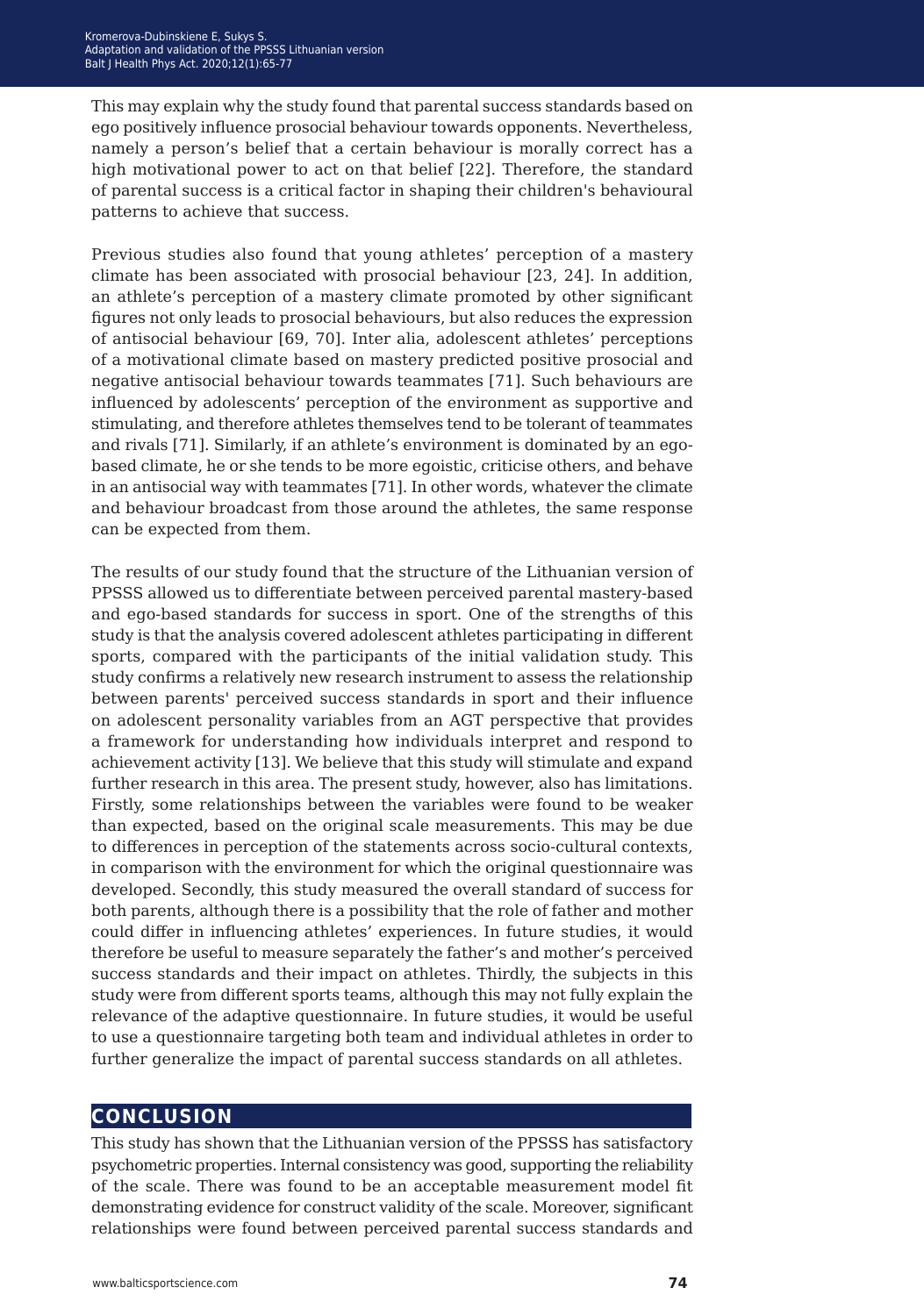This may explain why the study found that parental success standards based on ego positively influence prosocial behaviour towards opponents. Nevertheless, namely a person's belief that a certain behaviour is morally correct has a high motivational power to act on that belief [22]. Therefore, the standard of parental success is a critical factor in shaping their children's behavioural patterns to achieve that success.

Previous studies also found that young athletes' perception of a mastery climate has been associated with prosocial behaviour [23, 24]. In addition, an athlete's perception of a mastery climate promoted by other significant figures not only leads to prosocial behaviours, but also reduces the expression of antisocial behaviour [69, 70]. Inter alia, adolescent athletes' perceptions of a motivational climate based on mastery predicted positive prosocial and negative antisocial behaviour towards teammates [71]. Such behaviours are influenced by adolescents' perception of the environment as supportive and stimulating, and therefore athletes themselves tend to be tolerant of teammates and rivals [71]. Similarly, if an athlete's environment is dominated by an ego-based climate, he or she tends to be more egoistic, criticise others, and behave in an antisocial way with teammates [71]. In other words, whatever the climate and behaviour broadcast from those around the athletes, the same response can be expected from them.

The results of our study found that the structure of the Lithuanian version of PPSSS allowed us to differentiate between perceived parental mastery-based and ego-based standards for success in sport. One of the strengths of this study is that the analysis covered adolescent athletes participating in different sports, compared with the participants of the initial validation study. This study confirms a relatively new research instrument to assess the relationship between parents' perceived success standards in sport and their influence on adolescent personality variables from an AGT perspective that provides a framework for understanding how individuals interpret and respond to achievement activity [13]. We believe that this study will stimulate and expand further research in this area. The present study, however, also has limitations. Firstly, some relationships between the variables were found to be weaker than expected, based on the original scale measurements. This may be due to differences in perception of the statements across socio-cultural contexts, in comparison with the environment for which the original questionnaire was developed. Secondly, this study measured the overall standard of success for both parents, although there is a possibility that the role of father and mother could differ in influencing athletes' experiences. In future studies, it would therefore be useful to measure separately the father's and mother's perceived success standards and their impact on athletes. Thirdly, the subjects in this study were from different sports teams, although this may not fully explain the relevance of the adaptive questionnaire. In future studies, it would be useful to use a questionnaire targeting both team and individual athletes in order to further generalize the impact of parental success standards on all athletes.

## CONCLUSION

This study has shown that the Lithuanian version of the PPSSS has satisfactory psychometric properties. Internal consistency was good, supporting the reliability of the scale. There was found to be an acceptable measurement model fit demonstrating evidence for construct validity of the scale. Moreover, significant relationships were found between perceived parental success standards and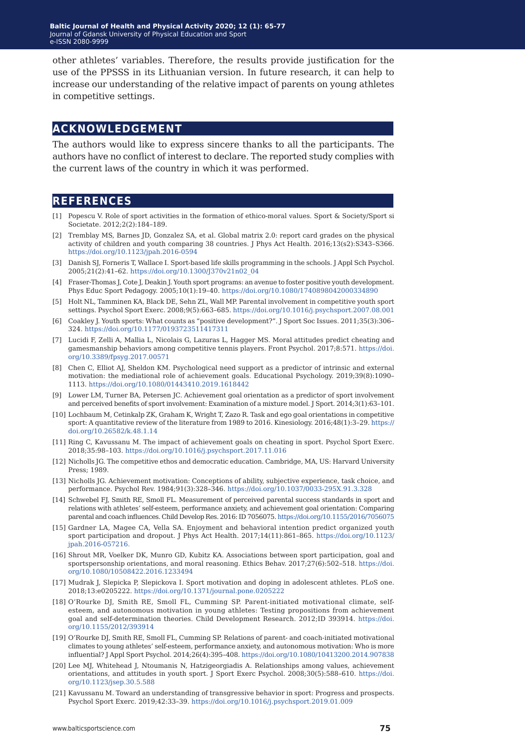other athletes' variables. Therefore, the results provide justification for the use of the PPSSS in its Lithuanian version. In future research, it can help to increase our understanding of the relative impact of parents on young athletes in competitive settings.

## ACKNOWLEDGEMENT

The authors would like to express sincere thanks to all the participants. The authors have no conflict of interest to declare. The reported study complies with the current laws of the country in which it was performed.

## REFERENCES

[1] Popescu V. Role of sport activities in the formation of ethico-moral values. Sport & Society/Sport si Societate. 2012;2(2):184–189.

[2] Tremblay MS, Barnes JD, Gonzalez SA, et al. Global matrix 2.0: report card grades on the physical activity of children and youth comparing 38 countries. J Phys Act Health. 2016;13(s2):S343–S366. https://doi.org/10.1123/jpah.2016-0594

[3] Danish SJ, Forneris T, Wallace I. Sport-based life skills programming in the schools. J Appl Sch Psychol. 2005;21(2):41–62. https://doi.org/10.1300/J370v21n02_04

[4] Fraser-Thomas J, Cote J, Deakin J. Youth sport programs: an avenue to foster positive youth development. Phys Educ Sport Pedagogy. 2005;10(1):19–40. https://doi.org/10.1080/1740898042000334890

[5] Holt NL, Tamminen KA, Black DE, Sehn ZL, Wall MP. Parental involvement in competitive youth sport settings. Psychol Sport Exerc. 2008;9(5):663–685. https://doi.org/10.1016/j.psychsport.2007.08.001

[6] Coakley J. Youth sports: What counts as "positive development?". J Sport Soc Issues. 2011;35(3):306–324. https://doi.org/10.1177/0193723511417311

[7] Lucidi F, Zelli A, Mallia L, Nicolais G, Lazuras L, Hagger MS. Moral attitudes predict cheating and gamesmanship behaviors among competitive tennis players. Front Psychol. 2017;8:571. https://doi.org/10.3389/fpsyg.2017.00571

[8] Chen C, Elliot AJ, Sheldon KM. Psychological need support as a predictor of intrinsic and external motivation: the mediational role of achievement goals. Educational Psychology. 2019;39(8):1090–1113. https://doi.org/10.1080/01443410.2019.1618442

[9] Lower LM, Turner BA, Petersen JC. Achievement goal orientation as a predictor of sport involvement and perceived benefits of sport involvement: Examination of a mixture model. J Sport. 2014;3(1):63–101.

[10] Lochbaum M, Cetinkalp ZK, Graham K, Wright T, Zazo R. Task and ego goal orientations in competitive sport: A quantitative review of the literature from 1989 to 2016. Kinesiology. 2016;48(1):3–29. https://doi.org/10.26582/k.48.1.14

[11] Ring C, Kavussanu M. The impact of achievement goals on cheating in sport. Psychol Sport Exerc. 2018;35:98–103. https://doi.org/10.1016/j.psychsport.2017.11.016

[12] Nicholls JG. The competitive ethos and democratic education. Cambridge, MA, US: Harvard University Press; 1989.

[13] Nicholls JG. Achievement motivation: Conceptions of ability, subjective experience, task choice, and performance. Psychol Rev. 1984;91(3):328–346. https://doi.org/10.1037/0033-295X.91.3.328

[14] Schwebel FJ, Smith RE, Smoll FL. Measurement of perceived parental success standards in sport and relations with athletes' self-esteem, performance anxiety, and achievement goal orientation: Comparing parental and coach influences. Child Develop Res. 2016: ID 7056075. https://doi.org/10.1155/2016/7056075

[15] Gardner LA, Magee CA, Vella SA. Enjoyment and behavioral intention predict organized youth sport participation and dropout. J Phys Act Health. 2017;14(11):861–865. https://doi.org/10.1123/jpah.2016-057216.

[16] Shrout MR, Voelker DK, Munro GD, Kubitz KA. Associations between sport participation, goal and sportspersonship orientations, and moral reasoning. Ethics Behav. 2017;27(6):502–518. https://doi.org/10.1080/10508422.2016.1233494

[17] Mudrak J, Slepicka P, Slepickova I. Sport motivation and doping in adolescent athletes. PLoS one. 2018;13:e0205222. https://doi.org/10.1371/journal.pone.0205222

[18] O'Rourke DJ, Smith RE, Smoll FL, Cumming SP. Parent-initiated motivational climate, self-esteem, and autonomous motivation in young athletes: Testing propositions from achievement goal and self-determination theories. Child Development Research. 2012;ID 393914. https://doi.org/10.1155/2012/393914

[19] O'Rourke DJ, Smith RE, Smoll FL, Cumming SP. Relations of parent- and coach-initiated motivational climates to young athletes' self-esteem, performance anxiety, and autonomous motivation: Who is more influential? J Appl Sport Psychol. 2014;26(4):395–408. https://doi.org/10.1080/10413200.2014.907838

[20] Lee MJ, Whitehead J, Ntoumanis N, Hatzigeorgiadis A. Relationships among values, achievement orientations, and attitudes in youth sport. J Sport Exerc Psychol. 2008;30(5):588–610. https://doi.org/10.1123/jsep.30.5.588

[21] Kavussanu M. Toward an understanding of transgressive behavior in sport: Progress and prospects. Psychol Sport Exerc. 2019;42:33–39. https://doi.org/10.1016/j.psychsport.2019.01.009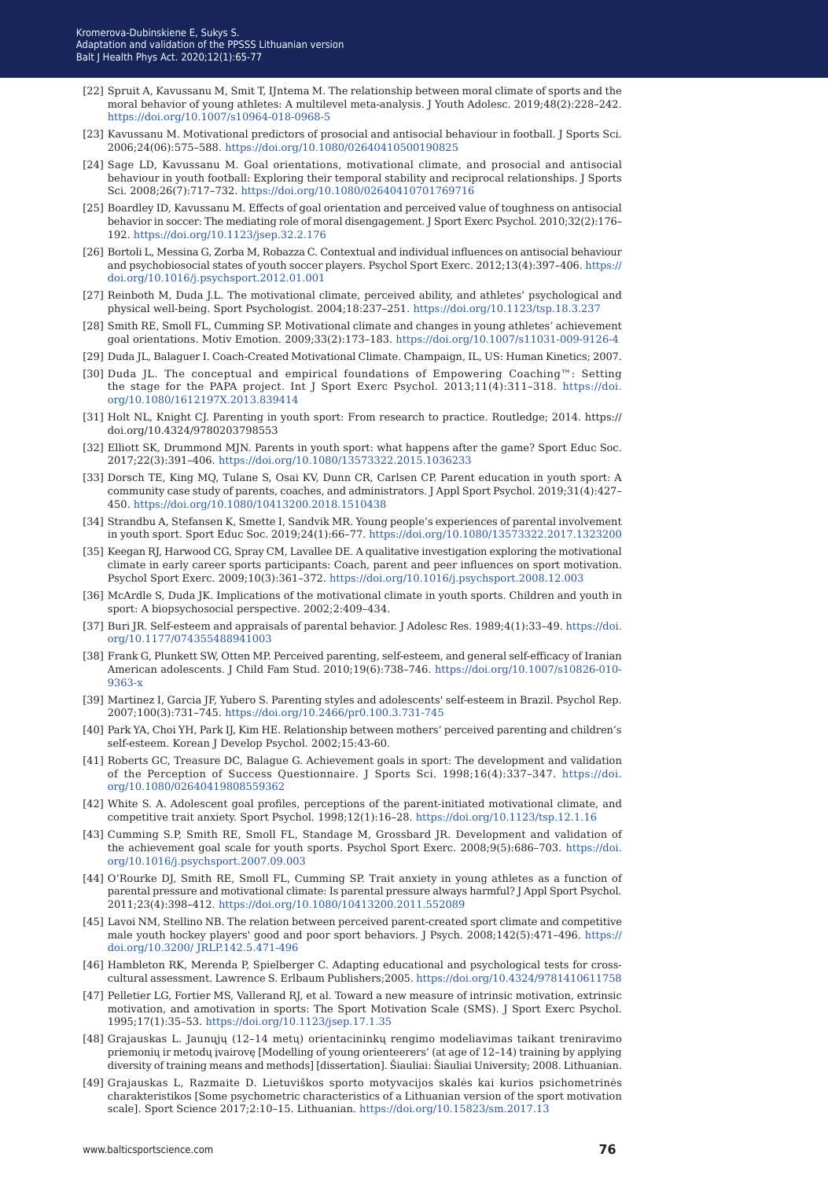[22] Spruit A, Kavussanu M, Smit T, IJntema M. The relationship between moral climate of sports and the moral behavior of young athletes: A multilevel meta-analysis. J Youth Adolesc. 2019;48(2):228–242. https://doi.org/10.1007/s10964-018-0968-5

[23] Kavussanu M. Motivational predictors of prosocial and antisocial behaviour in football. J Sports Sci. 2006;24(06):575–588. https://doi.org/10.1080/02640410500190825

[24] Sage LD, Kavussanu M. Goal orientations, motivational climate, and prosocial and antisocial behaviour in youth football: Exploring their temporal stability and reciprocal relationships. J Sports Sci. 2008;26(7):717–732. https://doi.org/10.1080/02640410701769716

[25] Boardley ID, Kavussanu M. Effects of goal orientation and perceived value of toughness on antisocial behavior in soccer: The mediating role of moral disengagement. J Sport Exerc Psychol. 2010;32(2):176–192. https://doi.org/10.1123/jsep.32.2.176

[26] Bortoli L, Messina G, Zorba M, Robazza C. Contextual and individual influences on antisocial behaviour and psychobiosocial states of youth soccer players. Psychol Sport Exerc. 2012;13(4):397–406. https://doi.org/10.1016/j.psychsport.2012.01.001

[27] Reinboth M, Duda J.L. The motivational climate, perceived ability, and athletes' psychological and physical well-being. Sport Psychologist. 2004;18:237–251. https://doi.org/10.1123/tsp.18.3.237

[28] Smith RE, Smoll FL, Cumming SP. Motivational climate and changes in young athletes' achievement goal orientations. Motiv Emotion. 2009;33(2):173–183. https://doi.org/10.1007/s11031-009-9126-4

[29] Duda JL, Balaguer I. Coach-Created Motivational Climate. Champaign, IL, US: Human Kinetics; 2007.

[30] Duda JL. The conceptual and empirical foundations of Empowering Coaching™: Setting the stage for the PAPA project. Int J Sport Exerc Psychol. 2013;11(4):311–318. https://doi.org/10.1080/1612197X.2013.839414

[31] Holt NL, Knight CJ. Parenting in youth sport: From research to practice. Routledge; 2014. https://doi.org/10.4324/9780203798553

[32] Elliott SK, Drummond MJN. Parents in youth sport: what happens after the game? Sport Educ Soc. 2017;22(3):391–406. https://doi.org/10.1080/13573322.2015.1036233

[33] Dorsch TE, King MQ, Tulane S, Osai KV, Dunn CR, Carlsen CP. Parent education in youth sport: A community case study of parents, coaches, and administrators. J Appl Sport Psychol. 2019;31(4):427–450. https://doi.org/10.1080/10413200.2018.1510438

[34] Strandbu A, Stefansen K, Smette I, Sandvik MR. Young people's experiences of parental involvement in youth sport. Sport Educ Soc. 2019;24(1):66–77. https://doi.org/10.1080/13573322.2017.1323200

[35] Keegan RJ, Harwood CG, Spray CM, Lavallee DE. A qualitative investigation exploring the motivational climate in early career sports participants: Coach, parent and peer influences on sport motivation. Psychol Sport Exerc. 2009;10(3):361–372. https://doi.org/10.1016/j.psychsport.2008.12.003

[36] McArdle S, Duda JK. Implications of the motivational climate in youth sports. Children and youth in sport: A biopsychosocial perspective. 2002;2:409–434.

[37] Buri JR. Self-esteem and appraisals of parental behavior. J Adolesc Res. 1989;4(1):33–49. https://doi.org/10.1177/074355488941003

[38] Frank G, Plunkett SW, Otten MP. Perceived parenting, self-esteem, and general self-efficacy of Iranian American adolescents. J Child Fam Stud. 2010;19(6):738–746. https://doi.org/10.1007/s10826-010-9363-x

[39] Martinez I, Garcia JF, Yubero S. Parenting styles and adolescents' self-esteem in Brazil. Psychol Rep. 2007;100(3):731–745. https://doi.org/10.2466/pr0.100.3.731-745

[40] Park YA, Choi YH, Park IJ, Kim HE. Relationship between mothers' perceived parenting and children's self-esteem. Korean J Develop Psychol. 2002;15:43-60.

[41] Roberts GC, Treasure DC, Balague G. Achievement goals in sport: The development and validation of the Perception of Success Questionnaire. J Sports Sci. 1998;16(4):337–347. https://doi.org/10.1080/02640419808559362

[42] White S. A. Adolescent goal profiles, perceptions of the parent-initiated motivational climate, and competitive trait anxiety. Sport Psychol. 1998;12(1):16–28. https://doi.org/10.1123/tsp.12.1.16

[43] Cumming S.P, Smith RE, Smoll FL, Standage M, Grossbard JR. Development and validation of the achievement goal scale for youth sports. Psychol Sport Exerc. 2008;9(5):686–703. https://doi.org/10.1016/j.psychsport.2007.09.003

[44] O'Rourke DJ, Smith RE, Smoll FL, Cumming SP. Trait anxiety in young athletes as a function of parental pressure and motivational climate: Is parental pressure always harmful? J Appl Sport Psychol. 2011;23(4):398–412. https://doi.org/10.1080/10413200.2011.552089

[45] Lavoi NM, Stellino NB. The relation between perceived parent-created sport climate and competitive male youth hockey players' good and poor sport behaviors. J Psych. 2008;142(5):471–496. https://doi.org/10.3200/ JRLP.142.5.471-496

[46] Hambleton RK, Merenda P, Spielberger C. Adapting educational and psychological tests for cross-cultural assessment. Lawrence S. Erlbaum Publishers;2005. https://doi.org/10.4324/9781410611758

[47] Pelletier LG, Fortier MS, Vallerand RJ, et al. Toward a new measure of intrinsic motivation, extrinsic motivation, and amotivation in sports: The Sport Motivation Scale (SMS). J Sport Exerc Psychol. 1995;17(1):35–53. https://doi.org/10.1123/jsep.17.1.35

[48] Grajauskas L. Jaunųjų (12–14 metų) orientacininkų rengimo modeliavimas taikant treniravimo priemonių ir metodų įvairovę [Modelling of young orienteerers' (at age of 12–14) training by applying diversity of training means and methods] [dissertation]. Šiauliai: Šiauliai University; 2008. Lithuanian.

[49] Grajauskas L, Razmaite D. Lietuviškos sporto motyvacijos skalės kai kurios psichometrinės charakteristikos [Some psychometric characteristics of a Lithuanian version of the sport motivation scale]. Sport Science 2017;2:10–15. Lithuanian. https://doi.org/10.15823/sm.2017.13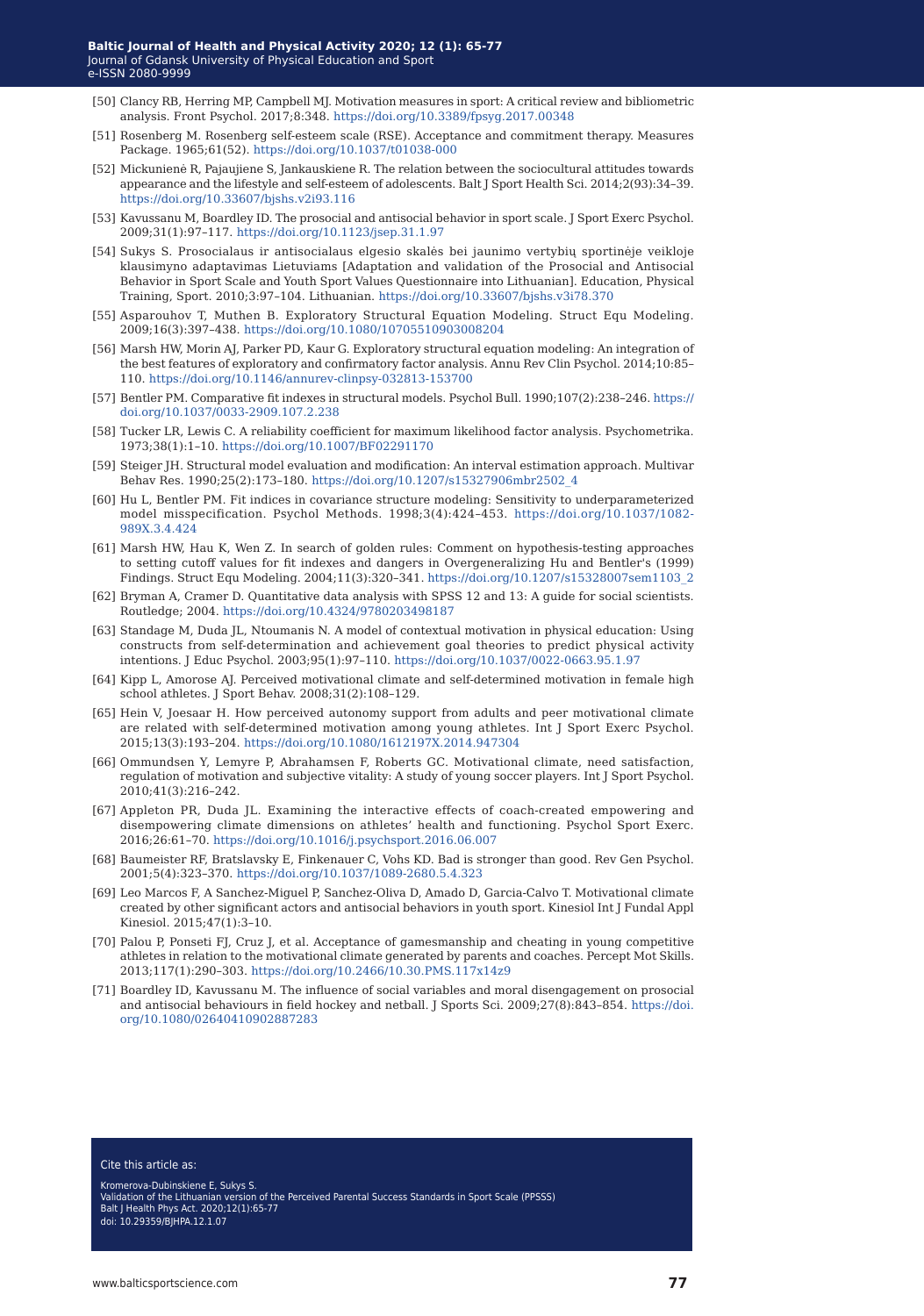[50] Clancy RB, Herring MP, Campbell MJ. Motivation measures in sport: A critical review and bibliometric analysis. Front Psychol. 2017;8:348. https://doi.org/10.3389/fpsyg.2017.00348

[51] Rosenberg M. Rosenberg self-esteem scale (RSE). Acceptance and commitment therapy. Measures Package. 1965;61(52). https://doi.org/10.1037/t01038-000

[52] Mickunienė R, Pajaujiene S, Jankauskiene R. The relation between the sociocultural attitudes towards appearance and the lifestyle and self-esteem of adolescents. Balt J Sport Health Sci. 2014;2(93):34–39. https://doi.org/10.33607/bjshs.v2i93.116

[53] Kavussanu M, Boardley ID. The prosocial and antisocial behavior in sport scale. J Sport Exerc Psychol. 2009;31(1):97–117. https://doi.org/10.1123/jsep.31.1.97

[54] Sukys S. Prosocialaus ir antisocialaus elgesio skalės bei jaunimo vertybių sportinėje veikloje klausimyno adaptavimas Lietuviams [Adaptation and validation of the Prosocial and Antisocial Behavior in Sport Scale and Youth Sport Values Questionnaire into Lithuanian]. Education, Physical Training, Sport. 2010;3:97–104. Lithuanian. https://doi.org/10.33607/bjshs.v3i78.370

[55] Asparouhov T, Muthen B. Exploratory Structural Equation Modeling. Struct Equ Modeling. 2009;16(3):397–438. https://doi.org/10.1080/10705510903008204

[56] Marsh HW, Morin AJ, Parker PD, Kaur G. Exploratory structural equation modeling: An integration of the best features of exploratory and confirmatory factor analysis. Annu Rev Clin Psychol. 2014;10:85–110. https://doi.org/10.1146/annurev-clinpsy-032813-153700

[57] Bentler PM. Comparative fit indexes in structural models. Psychol Bull. 1990;107(2):238–246. https://doi.org/10.1037/0033-2909.107.2.238

[58] Tucker LR, Lewis C. A reliability coefficient for maximum likelihood factor analysis. Psychometrika. 1973;38(1):1–10. https://doi.org/10.1007/BF02291170

[59] Steiger JH. Structural model evaluation and modification: An interval estimation approach. Multivar Behav Res. 1990;25(2):173–180. https://doi.org/10.1207/s15327906mbr2502_4

[60] Hu L, Bentler PM. Fit indices in covariance structure modeling: Sensitivity to underparameterized model misspecification. Psychol Methods. 1998;3(4):424–453. https://doi.org/10.1037/1082-989X.3.4.424

[61] Marsh HW, Hau K, Wen Z. In search of golden rules: Comment on hypothesis-testing approaches to setting cutoff values for fit indexes and dangers in Overgeneralizing Hu and Bentler's (1999) Findings. Struct Equ Modeling. 2004;11(3):320–341. https://doi.org/10.1207/s15328007sem1103_2

[62] Bryman A, Cramer D. Quantitative data analysis with SPSS 12 and 13: A guide for social scientists. Routledge; 2004. https://doi.org/10.4324/9780203498187

[63] Standage M, Duda JL, Ntoumanis N. A model of contextual motivation in physical education: Using constructs from self-determination and achievement goal theories to predict physical activity intentions. J Educ Psychol. 2003;95(1):97–110. https://doi.org/10.1037/0022-0663.95.1.97

[64] Kipp L, Amorose AJ. Perceived motivational climate and self-determined motivation in female high school athletes. J Sport Behav. 2008;31(2):108–129.

[65] Hein V, Joesaar H. How perceived autonomy support from adults and peer motivational climate are related with self-determined motivation among young athletes. Int J Sport Exerc Psychol. 2015;13(3):193–204. https://doi.org/10.1080/1612197X.2014.947304

[66] Ommundsen Y, Lemyre P, Abrahamsen F, Roberts GC. Motivational climate, need satisfaction, regulation of motivation and subjective vitality: A study of young soccer players. Int J Sport Psychol. 2010;41(3):216–242.

[67] Appleton PR, Duda JL. Examining the interactive effects of coach-created empowering and disempowering climate dimensions on athletes' health and functioning. Psychol Sport Exerc. 2016;26:61–70. https://doi.org/10.1016/j.psychsport.2016.06.007

[68] Baumeister RF, Bratslavsky E, Finkenauer C, Vohs KD. Bad is stronger than good. Rev Gen Psychol. 2001;5(4):323–370. https://doi.org/10.1037/1089-2680.5.4.323

[69] Leo Marcos F, A Sanchez-Miguel P, Sanchez-Oliva D, Amado D, Garcia-Calvo T. Motivational climate created by other significant actors and antisocial behaviors in youth sport. Kinesiol Int J Fundal Appl Kinesiol. 2015;47(1):3–10.

[70] Palou P, Ponseti FJ, Cruz J, et al. Acceptance of gamesmanship and cheating in young competitive athletes in relation to the motivational climate generated by parents and coaches. Percept Mot Skills. 2013;117(1):290–303. https://doi.org/10.2466/10.30.PMS.117x14z9

[71] Boardley ID, Kavussanu M. The influence of social variables and moral disengagement on prosocial and antisocial behaviours in field hockey and netball. J Sports Sci. 2009;27(8):843–854. https://doi.org/10.1080/02640410902887283

Cite this article as:

Kromerova-Dubinskiene E, Sukys S.
Validation of the Lithuanian version of the Perceived Parental Success Standards in Sport Scale (PPSSS)
Balt J Health Phys Act. 2020;12(1):65-77
doi: 10.29359/BJHPA.12.1.07